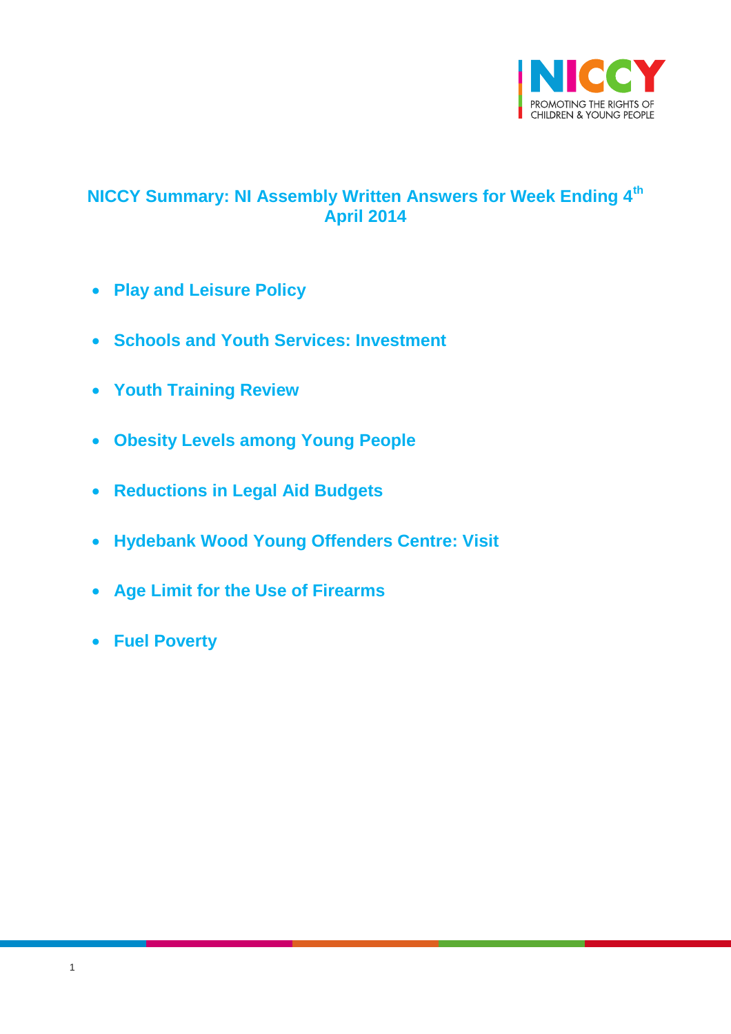# NICCY Summary: NI Assembly Written Answers for Week Ending 4th April 2014

- **Play and Leisure Policy**
- **Schools and Youth Services: Investment**
- **Youth Training Review**
- **Obesity Levels among Young People**
- **Reductions in Legal Aid Budgets**
- **Hydebank Wood Young Offenders Centre: Visit**
- **Age Limit for the Use of Firearms**
- **Fuel Poverty**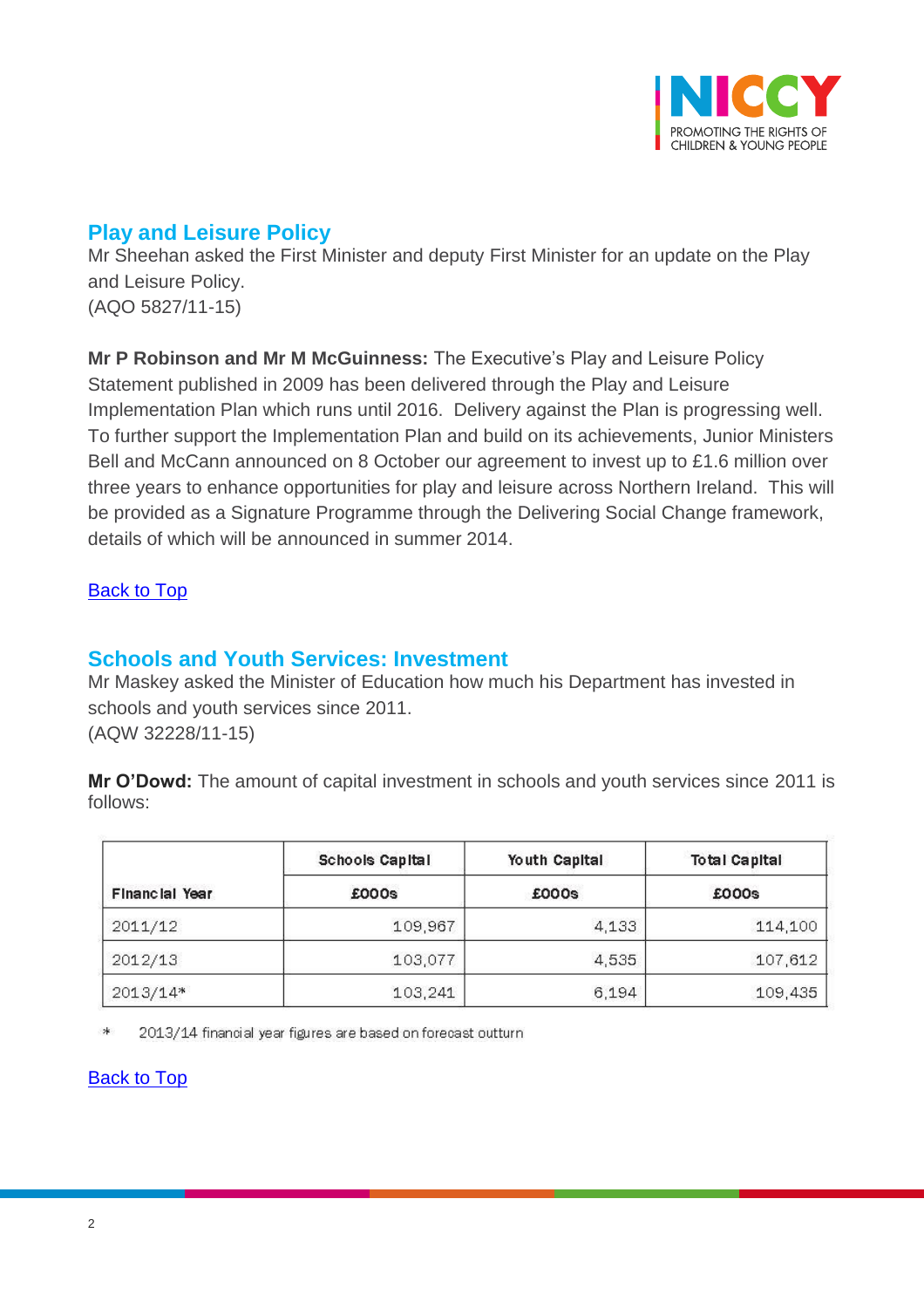## Play and Leisure Policy

Mr Sheehan asked the First Minister and deputy First Minister for an update on the Play and Leisure Policy.
(AQO 5827/11-15)

**Mr P Robinson and Mr M McGuinness:** The Executive's Play and Leisure Policy Statement published in 2009 has been delivered through the Play and Leisure Implementation Plan which runs until 2016. Delivery against the Plan is progressing well. To further support the Implementation Plan and build on its achievements, Junior Ministers Bell and McCann announced on 8 October our agreement to invest up to £1.6 million over three years to enhance opportunities for play and leisure across Northern Ireland. This will be provided as a Signature Programme through the Delivering Social Change framework, details of which will be announced in summer 2014.

Back to Top

## Schools and Youth Services: Investment

Mr Maskey asked the Minister of Education how much his Department has invested in schools and youth services since 2011.
(AQW 32228/11-15)

**Mr O'Dowd:** The amount of capital investment in schools and youth services since 2011 is follows:

| Financial Year | Schools Capital £000s | Youth Capital £000s | Total Capital £000s |
|---|---|---|---|
| 2011/12 | 109,967 | 4,133 | 114,100 |
| 2012/13 | 103,077 | 4,535 | 107,612 |
| 2013/14* | 103,241 | 6,194 | 109,435 |

\* 2013/14 financial year figures are based on forecast outturn

Back to Top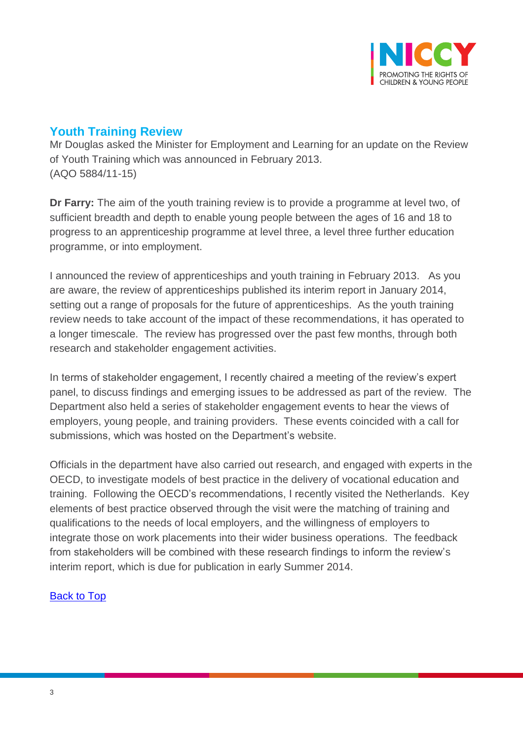## Youth Training Review

Mr Douglas asked the Minister for Employment and Learning for an update on the Review of Youth Training which was announced in February 2013.
(AQO 5884/11-15)

**Dr Farry:** The aim of the youth training review is to provide a programme at level two, of sufficient breadth and depth to enable young people between the ages of 16 and 18 to progress to an apprenticeship programme at level three, a level three further education programme, or into employment.

I announced the review of apprenticeships and youth training in February 2013. As you are aware, the review of apprenticeships published its interim report in January 2014, setting out a range of proposals for the future of apprenticeships. As the youth training review needs to take account of the impact of these recommendations, it has operated to a longer timescale. The review has progressed over the past few months, through both research and stakeholder engagement activities.

In terms of stakeholder engagement, I recently chaired a meeting of the review's expert panel, to discuss findings and emerging issues to be addressed as part of the review. The Department also held a series of stakeholder engagement events to hear the views of employers, young people, and training providers. These events coincided with a call for submissions, which was hosted on the Department's website.

Officials in the department have also carried out research, and engaged with experts in the OECD, to investigate models of best practice in the delivery of vocational education and training. Following the OECD's recommendations, I recently visited the Netherlands. Key elements of best practice observed through the visit were the matching of training and qualifications to the needs of local employers, and the willingness of employers to integrate those on work placements into their wider business operations. The feedback from stakeholders will be combined with these research findings to inform the review's interim report, which is due for publication in early Summer 2014.

Back to Top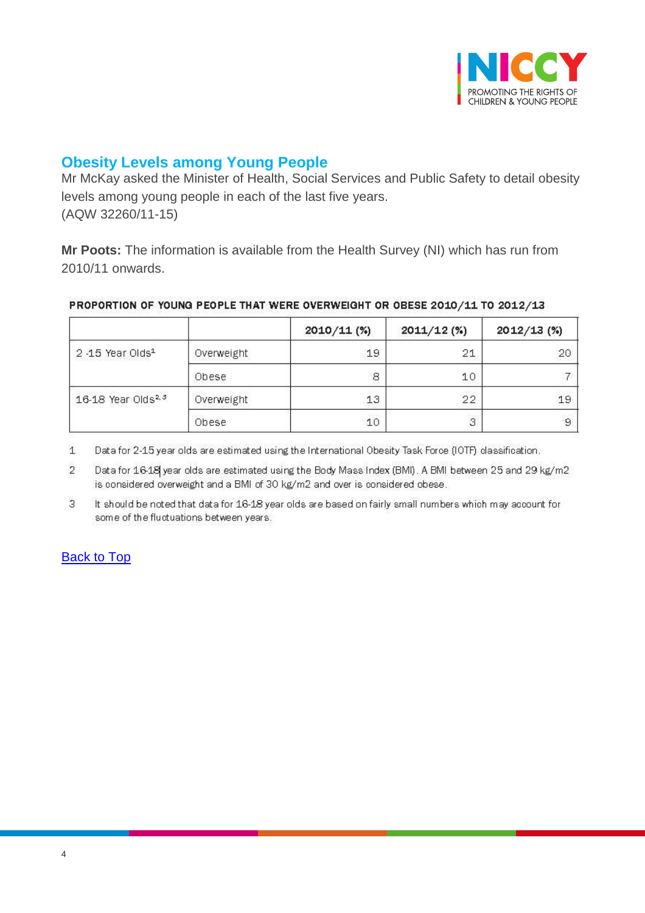## Obesity Levels among Young People

Mr McKay asked the Minister of Health, Social Services and Public Safety to detail obesity levels among young people in each of the last five years.
(AQW 32260/11-15)

**Mr Poots:** The information is available from the Health Survey (NI) which has run from 2010/11 onwards.

**PROPORTION OF YOUNG PEOPLE THAT WERE OVERWEIGHT OR OBESE 2010/11 TO 2012/13**

| | | 2010/11 (%) | 2011/12 (%) | 2012/13 (%) |
|---|---|---|---|---|
| 2 -15 Year Olds[1] | Overweight | 19 | 21 | 20 |
| | Obese | 8 | 10 | 7 |
| 16-18 Year Olds[2, 3] | Overweight | 13 | 22 | 19 |
| | Obese | 10 | 3 | 9 |

1 Data for 2-15 year olds are estimated using the International Obesity Task Force (IOTF) classification.

2 Data for 16-18 year olds are estimated using the Body Mass Index (BMI). A BMI between 25 and 29 kg/m2 is considered overweight and a BMI of 30 kg/m2 and over is considered obese.

3 It should be noted that data for 16-18 year olds are based on fairly small numbers which may account for some of the fluctuations between years.

Back to Top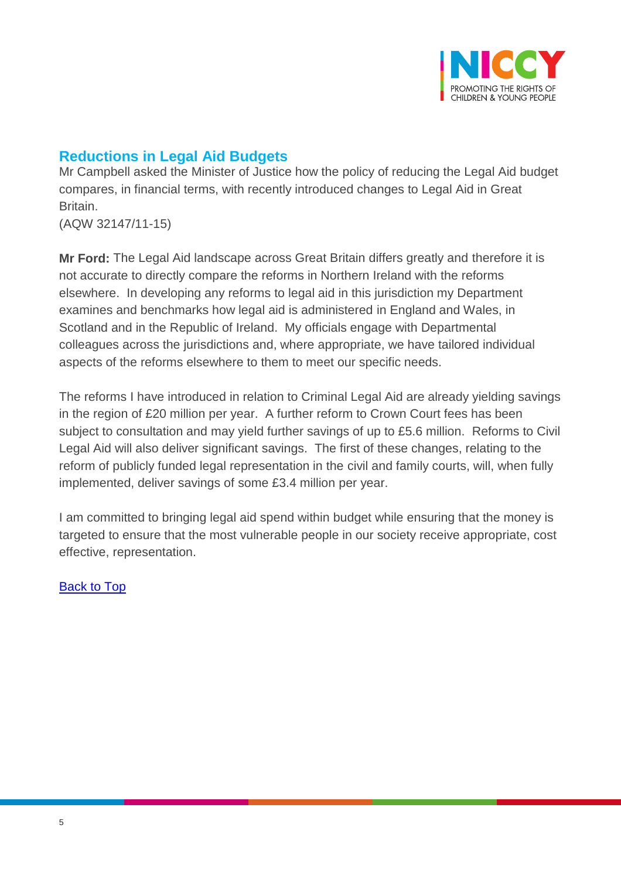## Reductions in Legal Aid Budgets

Mr Campbell asked the Minister of Justice how the policy of reducing the Legal Aid budget compares, in financial terms, with recently introduced changes to Legal Aid in Great Britain.
(AQW 32147/11-15)

**Mr Ford:** The Legal Aid landscape across Great Britain differs greatly and therefore it is not accurate to directly compare the reforms in Northern Ireland with the reforms elsewhere. In developing any reforms to legal aid in this jurisdiction my Department examines and benchmarks how legal aid is administered in England and Wales, in Scotland and in the Republic of Ireland. My officials engage with Departmental colleagues across the jurisdictions and, where appropriate, we have tailored individual aspects of the reforms elsewhere to them to meet our specific needs.

The reforms I have introduced in relation to Criminal Legal Aid are already yielding savings in the region of £20 million per year. A further reform to Crown Court fees has been subject to consultation and may yield further savings of up to £5.6 million. Reforms to Civil Legal Aid will also deliver significant savings. The first of these changes, relating to the reform of publicly funded legal representation in the civil and family courts, will, when fully implemented, deliver savings of some £3.4 million per year.

I am committed to bringing legal aid spend within budget while ensuring that the money is targeted to ensure that the most vulnerable people in our society receive appropriate, cost effective, representation.

Back to Top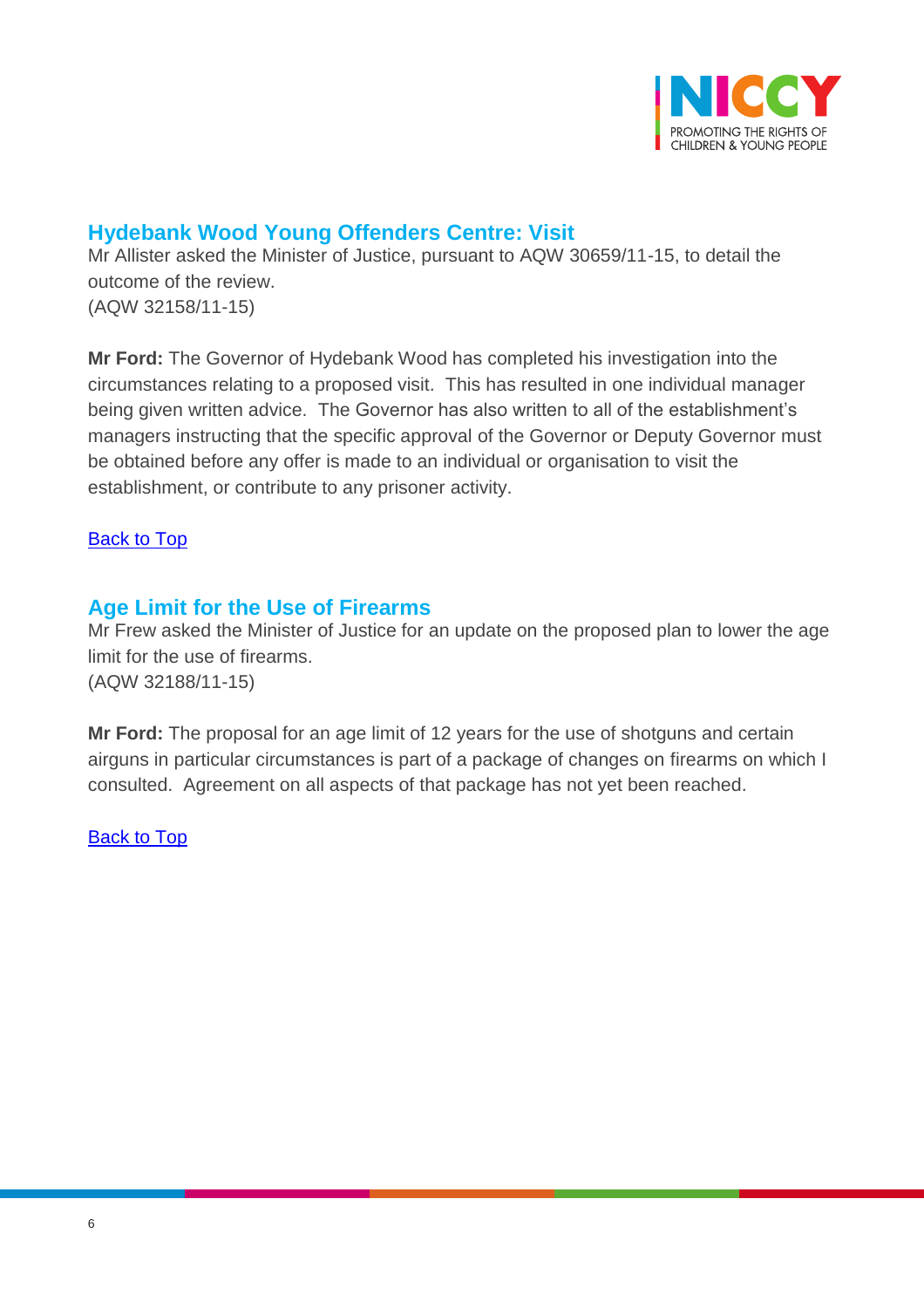## Hydebank Wood Young Offenders Centre: Visit

Mr Allister asked the Minister of Justice, pursuant to AQW 30659/11-15, to detail the outcome of the review.
(AQW 32158/11-15)

**Mr Ford:** The Governor of Hydebank Wood has completed his investigation into the circumstances relating to a proposed visit. This has resulted in one individual manager being given written advice. The Governor has also written to all of the establishment's managers instructing that the specific approval of the Governor or Deputy Governor must be obtained before any offer is made to an individual or organisation to visit the establishment, or contribute to any prisoner activity.

Back to Top

## Age Limit for the Use of Firearms

Mr Frew asked the Minister of Justice for an update on the proposed plan to lower the age limit for the use of firearms.
(AQW 32188/11-15)

**Mr Ford:** The proposal for an age limit of 12 years for the use of shotguns and certain airguns in particular circumstances is part of a package of changes on firearms on which I consulted. Agreement on all aspects of that package has not yet been reached.

Back to Top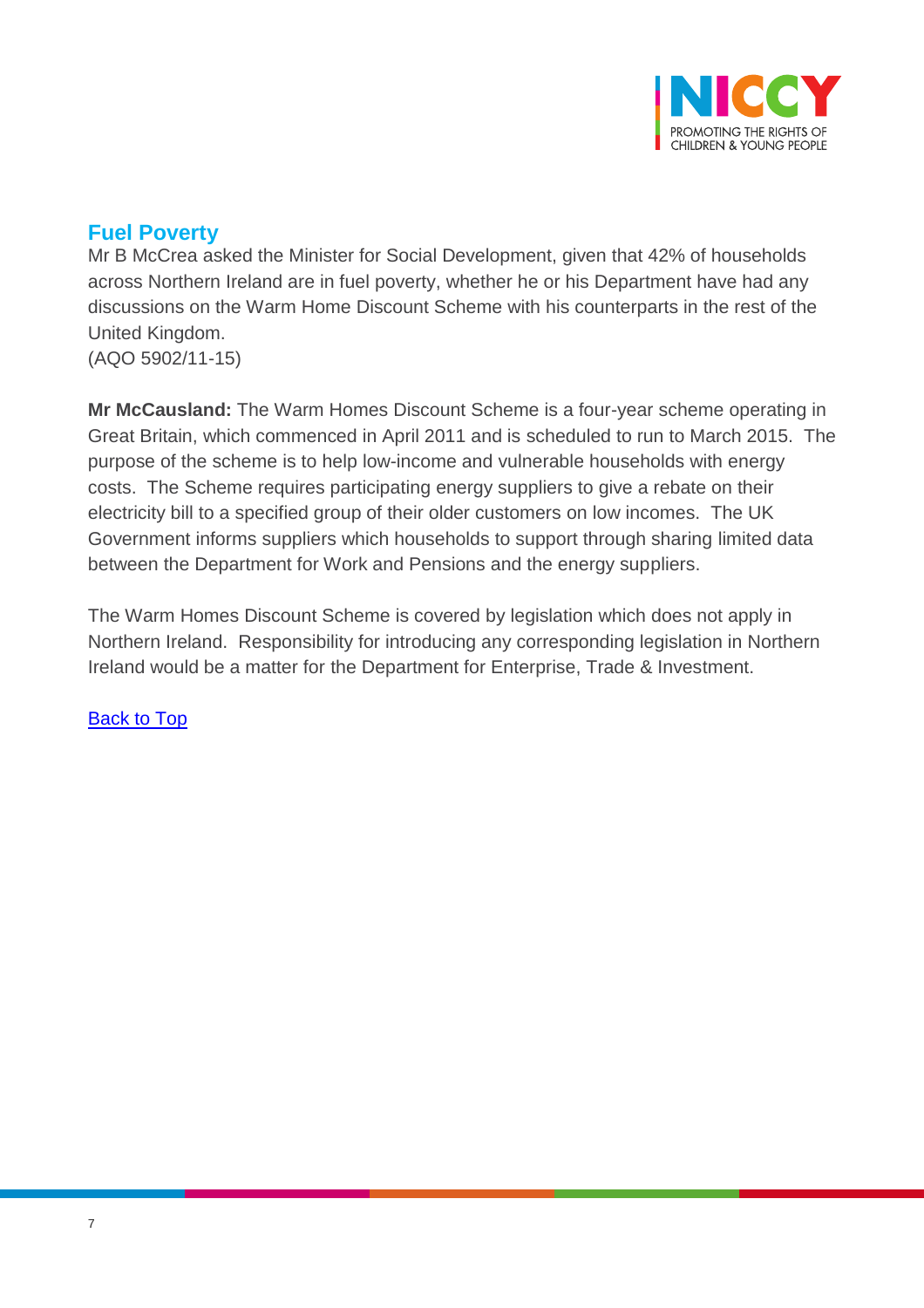## Fuel Poverty

Mr B McCrea asked the Minister for Social Development, given that 42% of households across Northern Ireland are in fuel poverty, whether he or his Department have had any discussions on the Warm Home Discount Scheme with his counterparts in the rest of the United Kingdom.
(AQO 5902/11-15)

**Mr McCausland:** The Warm Homes Discount Scheme is a four-year scheme operating in Great Britain, which commenced in April 2011 and is scheduled to run to March 2015. The purpose of the scheme is to help low-income and vulnerable households with energy costs. The Scheme requires participating energy suppliers to give a rebate on their electricity bill to a specified group of their older customers on low incomes. The UK Government informs suppliers which households to support through sharing limited data between the Department for Work and Pensions and the energy suppliers.

The Warm Homes Discount Scheme is covered by legislation which does not apply in Northern Ireland. Responsibility for introducing any corresponding legislation in Northern Ireland would be a matter for the Department for Enterprise, Trade & Investment.

Back to Top